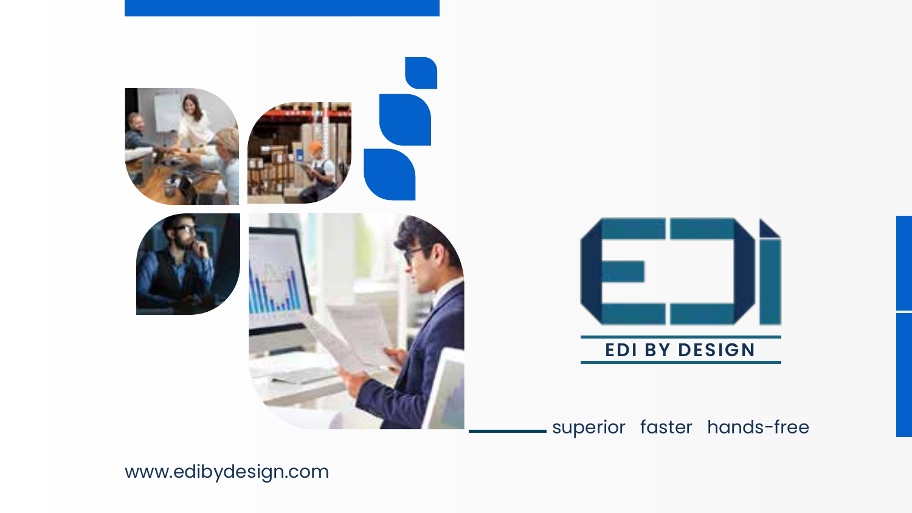# EDI BY DESIGN

superior faster hands-free

www.edibydesign.com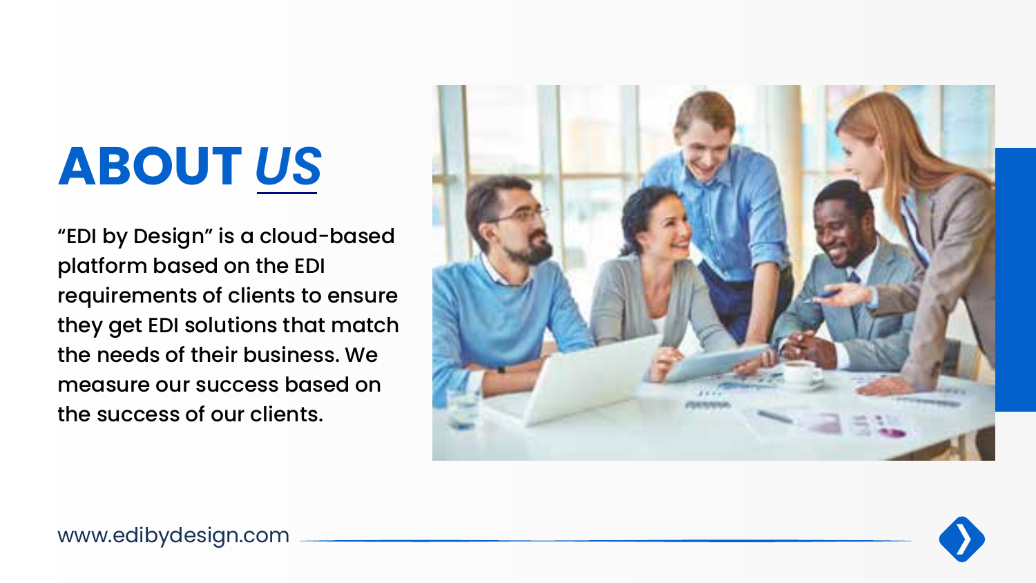# ABOUT *US*

“EDI by Design” is a cloud-based platform based on the EDI requirements of clients to ensure they get EDI solutions that match the needs of their business. We measure our success based on the success of our clients.

www.edibydesign.com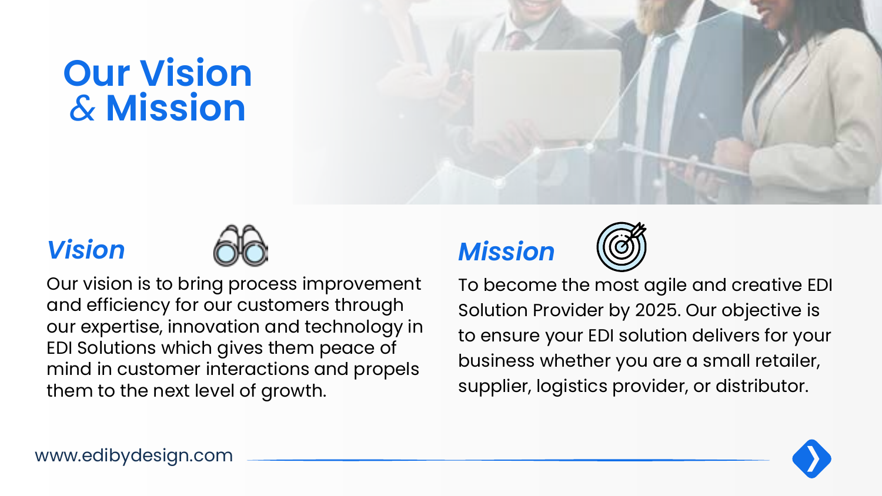# Our Vision & Mission

## *Vision*

Our vision is to bring process improvement and efficiency for our customers through our expertise, innovation and technology in EDI Solutions which gives them peace of mind in customer interactions and propels them to the next level of growth.

## *Mission*

To become the most agile and creative EDI Solution Provider by 2025. Our objective is to ensure your EDI solution delivers for your business whether you are a small retailer, supplier, logistics provider, or distributor.

www.edibydesign.com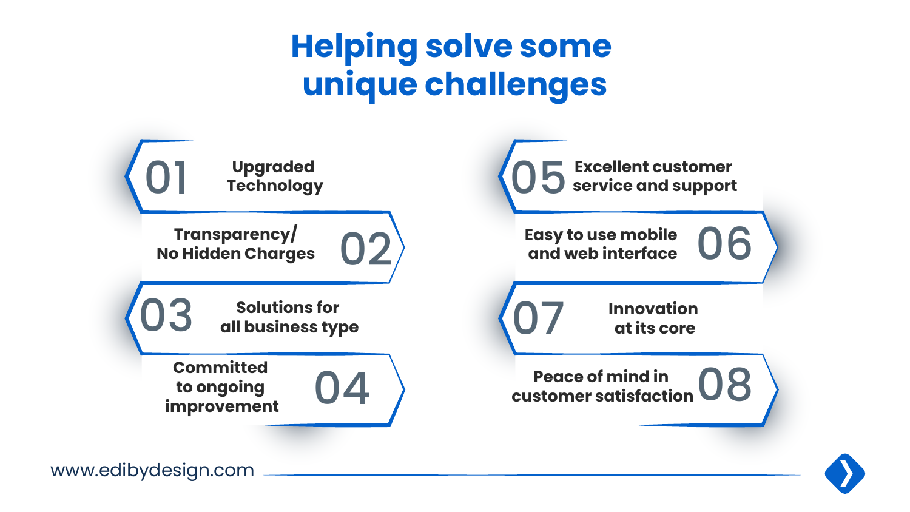# Helping solve some unique challenges

01 **Upgraded Technology**

02 **Transparency/ No Hidden Charges**

03 **Solutions for all business type**

04 **Committed to ongoing improvement**

05 **Excellent customer service and support**

06 **Easy to use mobile and web interface**

07 **Innovation at its core**

08 **Peace of mind in customer satisfaction**

www.edibydesign.com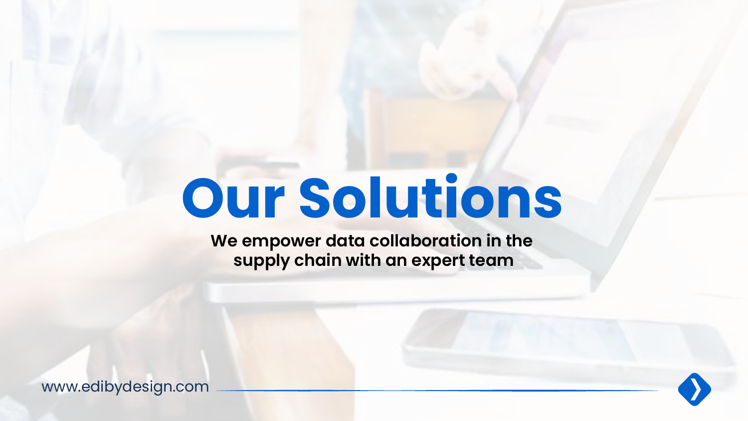# Our Solutions

**We empower data collaboration in the supply chain with an expert team**

www.edibydesign.com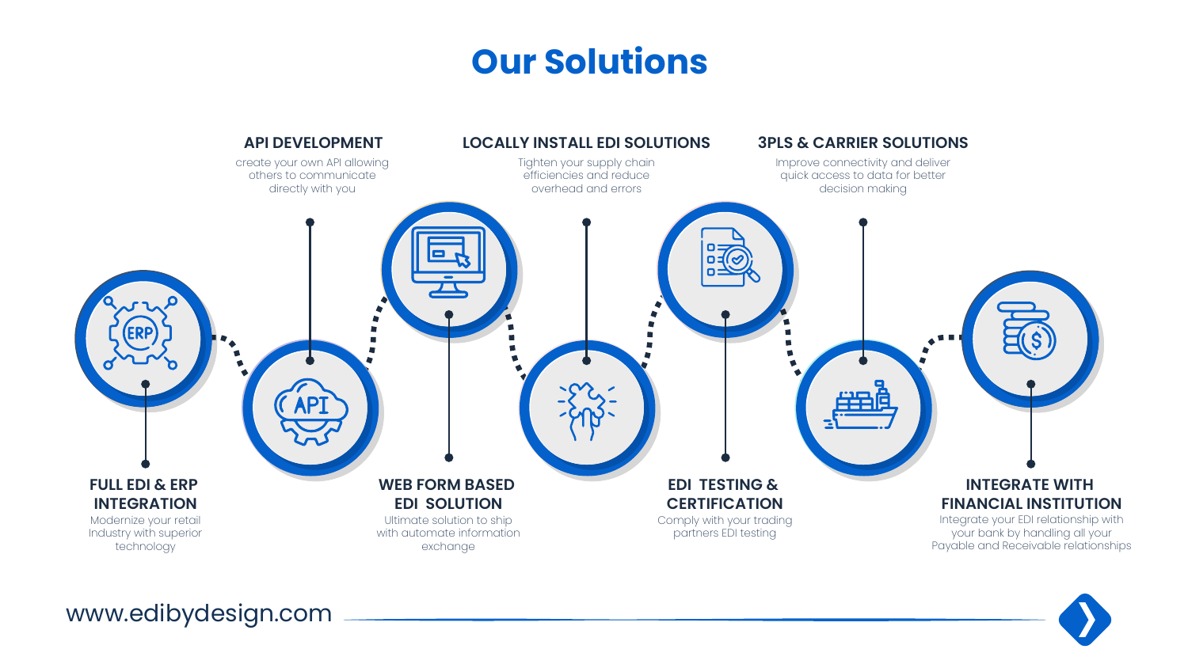# Our Solutions

### FULL EDI & ERP INTEGRATION
Modernize your retail Industry with superior technology

### API DEVELOPMENT
create your own API allowing others to communicate directly with you

### WEB FORM BASED EDI SOLUTION
Ultimate solution to ship with automate information exchange

### LOCALLY INSTALL EDI SOLUTIONS
Tighten your supply chain efficiencies and reduce overhead and errors

### EDI TESTING & CERTIFICATION
Comply with your trading partners EDI testing

### 3PLS & CARRIER SOLUTIONS
Improve connectivity and deliver quick access to data for better decision making

### INTEGRATE WITH FINANCIAL INSTITUTION
Integrate your EDI relationship with your bank by handling all your Payable and Receivable relationships

www.edibydesign.com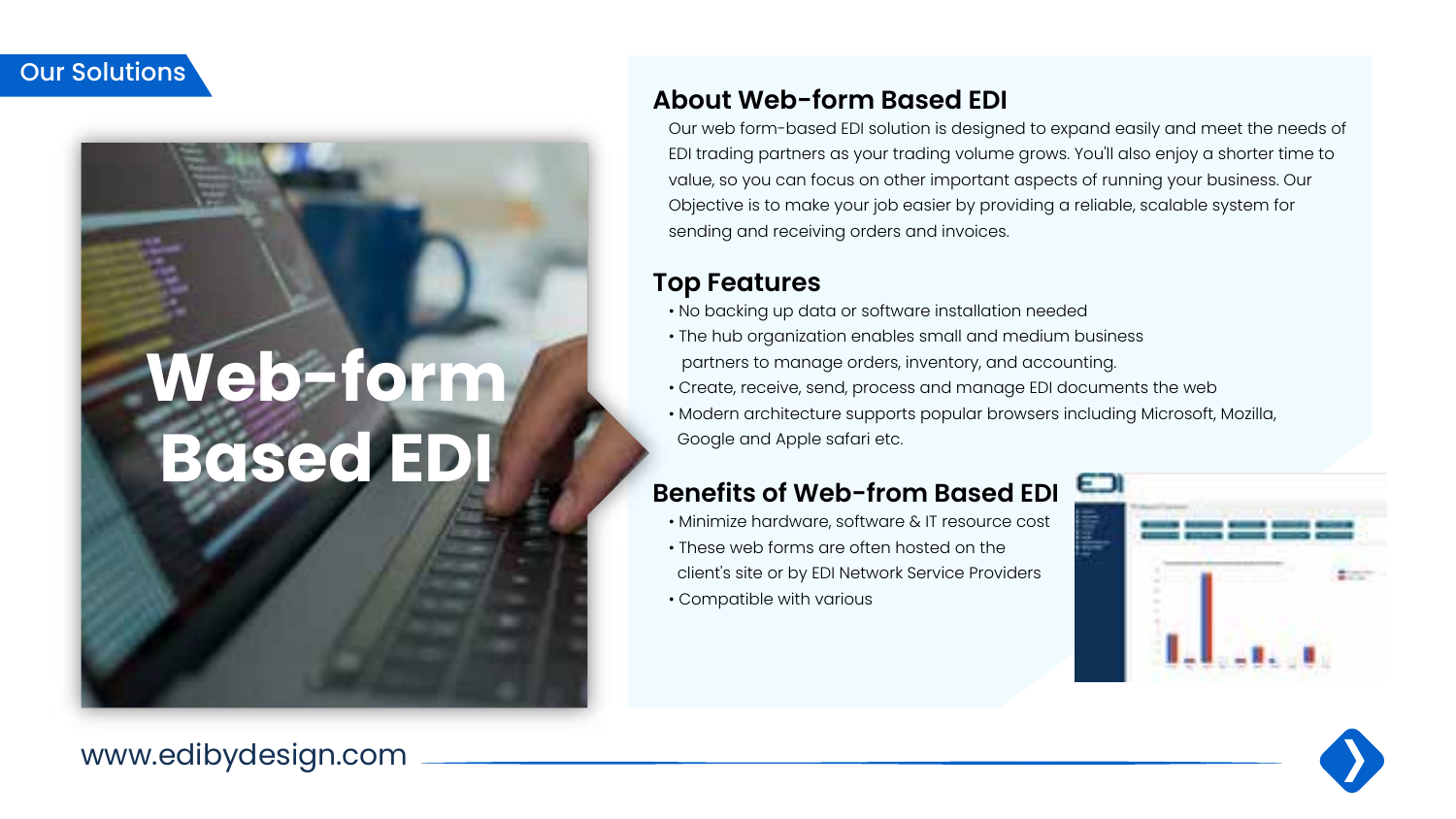Our Solutions

# Web-form Based EDI

## About Web-form Based EDI

Our web form-based EDI solution is designed to expand easily and meet the needs of EDI trading partners as your trading volume grows. You'll also enjoy a shorter time to value, so you can focus on other important aspects of running your business. Our Objective is to make your job easier by providing a reliable, scalable system for sending and receiving orders and invoices.

## Top Features

- No backing up data or software installation needed
- The hub organization enables small and medium business partners to manage orders, inventory, and accounting.
- Create, receive, send, process and manage EDI documents the web
- Modern architecture supports popular browsers including Microsoft, Mozilla, Google and Apple safari etc.

## Benefits of Web-from Based EDI

- Minimize hardware, software & IT resource cost
- These web forms are often hosted on the client's site or by EDI Network Service Providers
- Compatible with various

www.edibydesign.com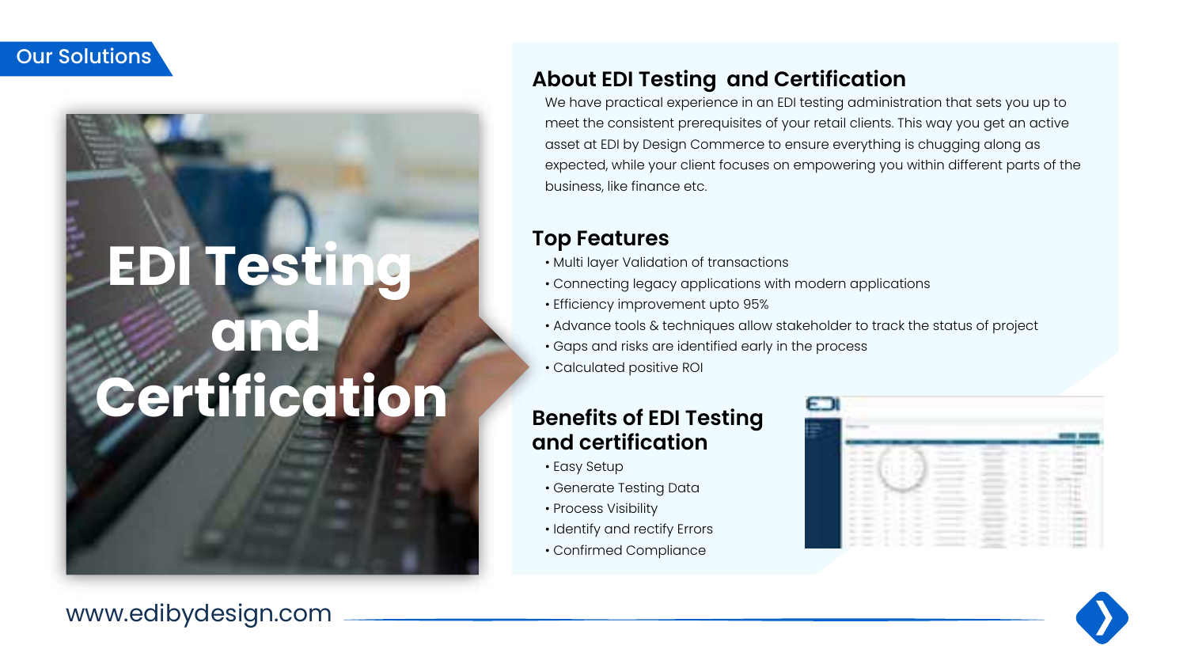Our Solutions

# EDI Testing and Certification

## About EDI Testing and Certification

We have practical experience in an EDI testing administration that sets you up to meet the consistent prerequisites of your retail clients. This way you get an active asset at EDI by Design Commerce to ensure everything is chugging along as expected, while your client focuses on empowering you within different parts of the business, like finance etc.

## Top Features

- Multi layer Validation of transactions
- Connecting legacy applications with modern applications
- Efficiency improvement upto 95%
- Advance tools & techniques allow stakeholder to track the status of project
- Gaps and risks are identified early in the process
- Calculated positive ROI

## Benefits of EDI Testing and certification

- Easy Setup
- Generate Testing Data
- Process Visibility
- Identify and rectify Errors
- Confirmed Compliance

www.edibydesign.com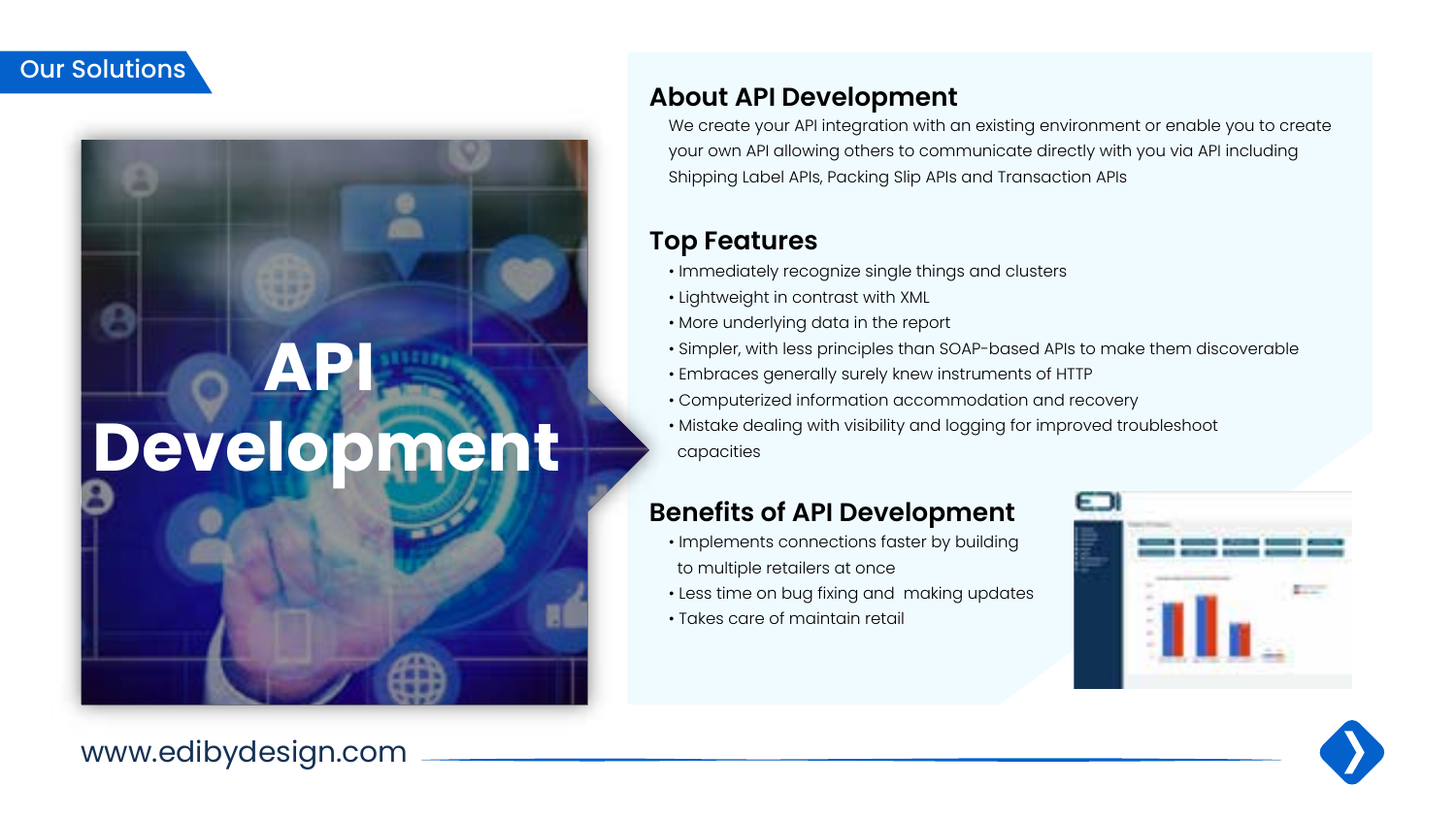Our Solutions

# API Development

## About API Development

We create your API integration with an existing environment or enable you to create your own API allowing others to communicate directly with you via API including Shipping Label APIs, Packing Slip APIs and Transaction APIs

## Top Features

- Immediately recognize single things and clusters
- Lightweight in contrast with XML
- More underlying data in the report
- Simpler, with less principles than SOAP-based APIs to make them discoverable
- Embraces generally surely knew instruments of HTTP
- Computerized information accommodation and recovery
- Mistake dealing with visibility and logging for improved troubleshoot capacities

## Benefits of API Development

- Implements connections faster by building to multiple retailers at once
- Less time on bug fixing and making updates
- Takes care of maintain retail

www.edibydesign.com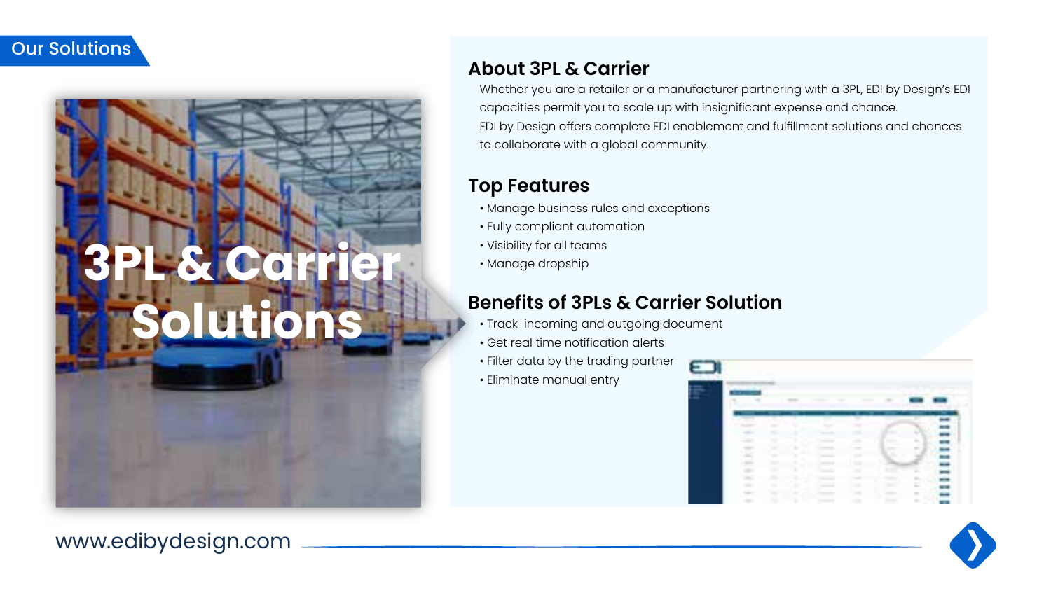Our Solutions

# 3PL & Carrier Solutions

## About 3PL & Carrier

Whether you are a retailer or a manufacturer partnering with a 3PL, EDI by Design's EDI capacities permit you to scale up with insignificant expense and chance.
EDI by Design offers complete EDI enablement and fulfillment solutions and chances to collaborate with a global community.

## Top Features

- Manage business rules and exceptions
- Fully compliant automation
- Visibility for all teams
- Manage dropship

## Benefits of 3PLs & Carrier Solution

- Track  incoming and outgoing document
- Get real time notification alerts
- Filter data by the trading partner
- Eliminate manual entry

www.edibydesign.com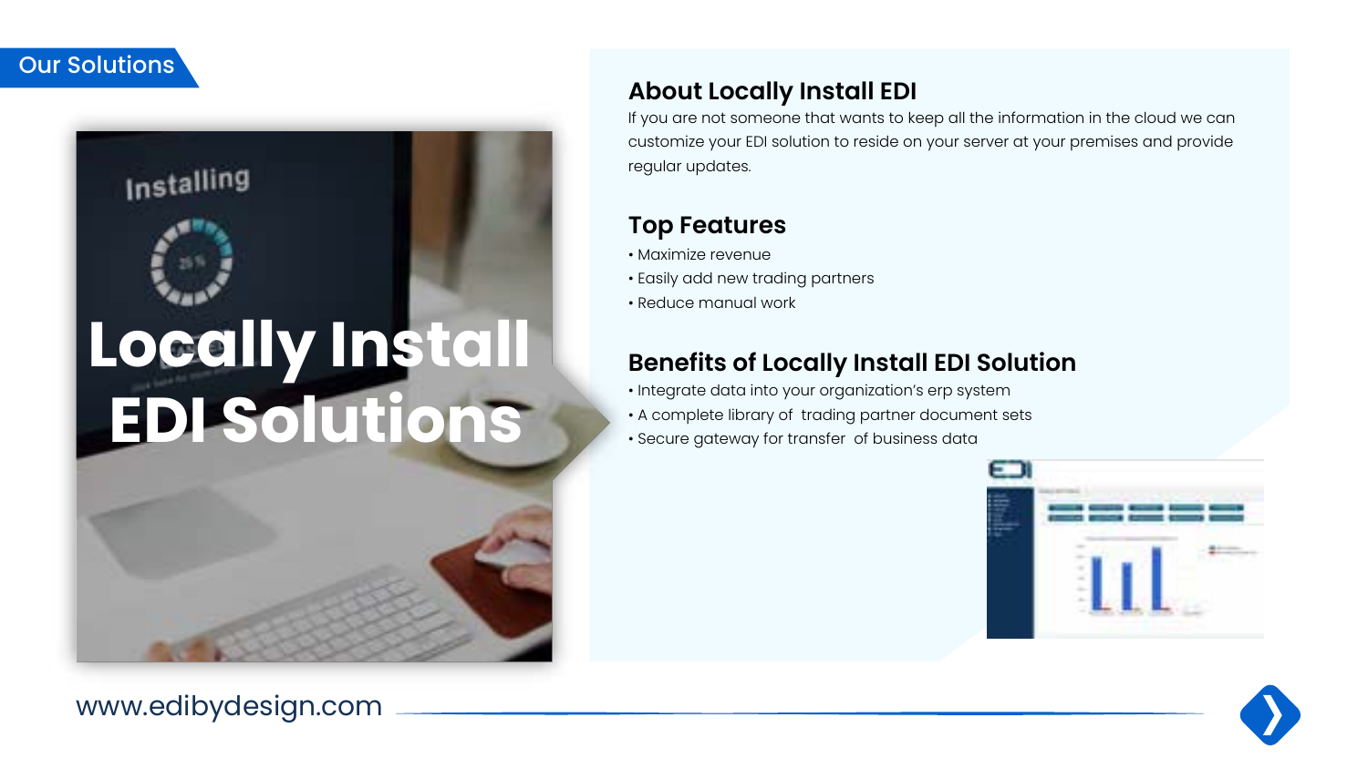Our Solutions

# Locally Install EDI Solutions

## About Locally Install EDI

If you are not someone that wants to keep all the information in the cloud we can customize your EDI solution to reside on your server at your premises and provide regular updates.

## Top Features

- Maximize revenue
- Easily add new trading partners
- Reduce manual work

## Benefits of Locally Install EDI Solution

- Integrate data into your organization's erp system
- A complete library of trading partner document sets
- Secure gateway for transfer of business data

www.edibydesign.com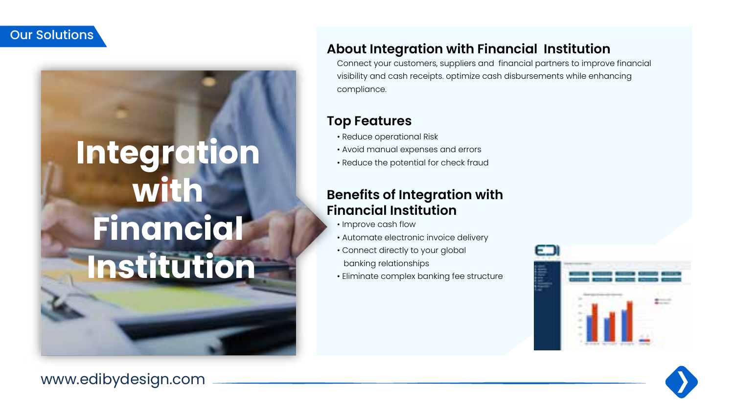Our Solutions

# Integration with Financial Institution

## About Integration with Financial Institution

Connect your customers, suppliers and financial partners to improve financial visibility and cash receipts. optimize cash disbursements while enhancing compliance.

## Top Features

- Reduce operational Risk
- Avoid manual expenses and errors
- Reduce the potential for check fraud

## Benefits of Integration with Financial Institution

- Improve cash flow
- Automate electronic invoice delivery
- Connect directly to your global banking relationships
- Eliminate complex banking fee structure

www.edibydesign.com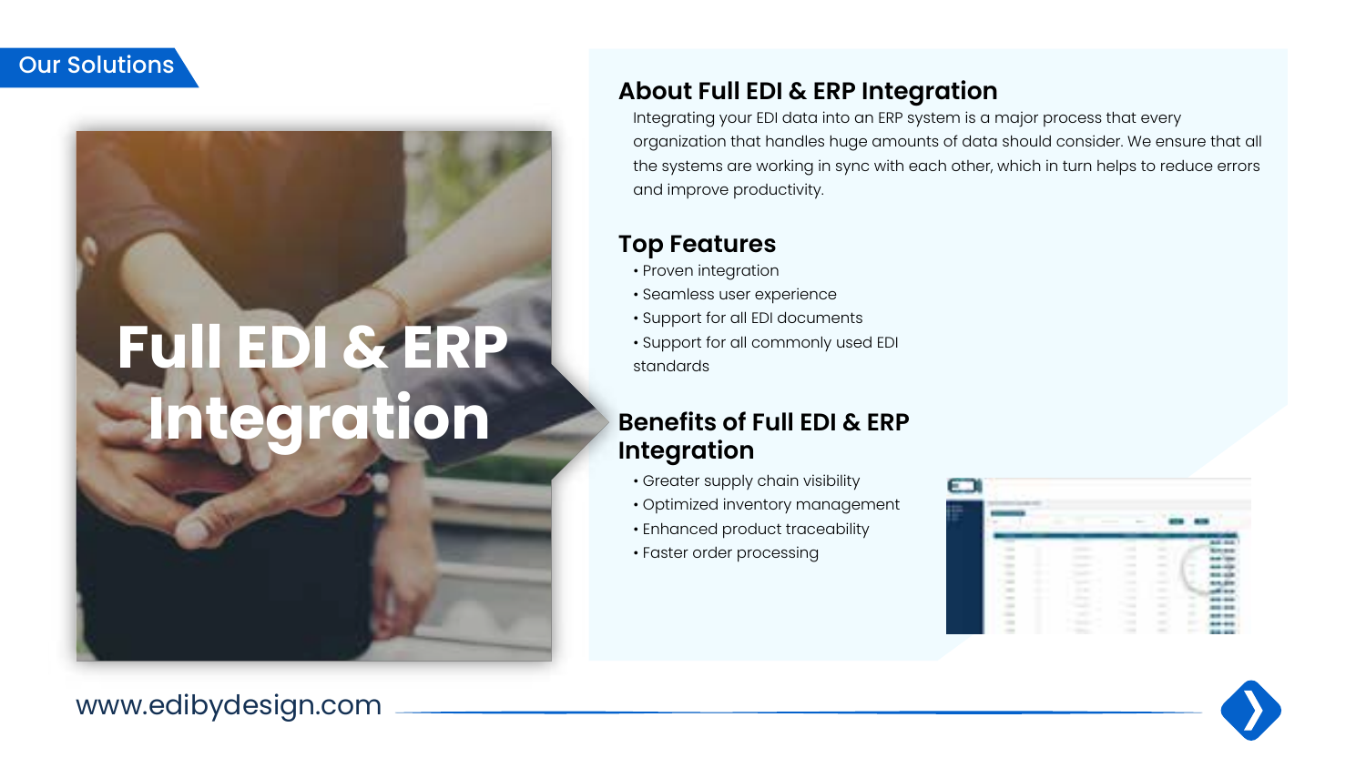Our Solutions

# Full EDI & ERP Integration

## About Full EDI & ERP Integration

Integrating your EDI data into an ERP system is a major process that every organization that handles huge amounts of data should consider. We ensure that all the systems are working in sync with each other, which in turn helps to reduce errors and improve productivity.

## Top Features

- Proven integration
- Seamless user experience
- Support for all EDI documents
- Support for all commonly used EDI standards

## Benefits of Full EDI & ERP Integration

- Greater supply chain visibility
- Optimized inventory management
- Enhanced product traceability
- Faster order processing

www.edibydesign.com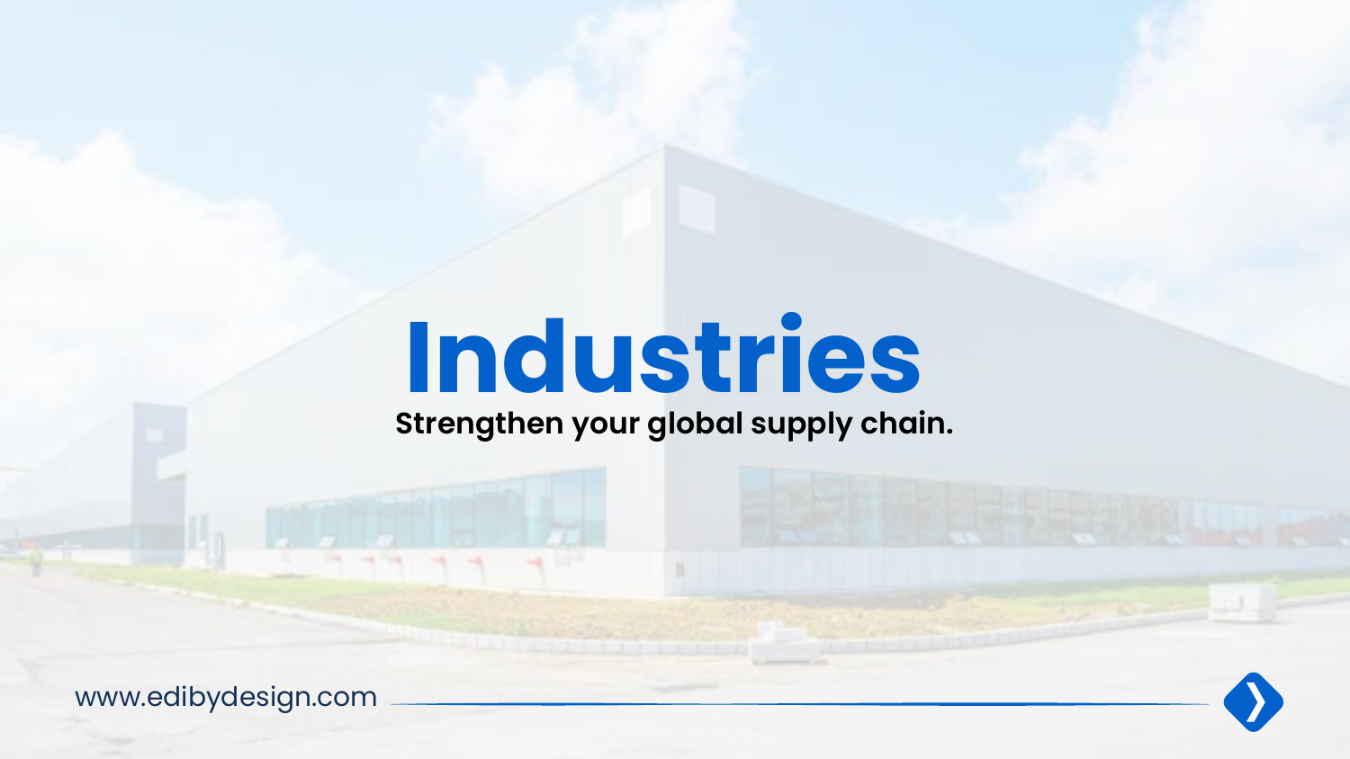# Industries

**Strengthen your global supply chain.**

www.edibydesign.com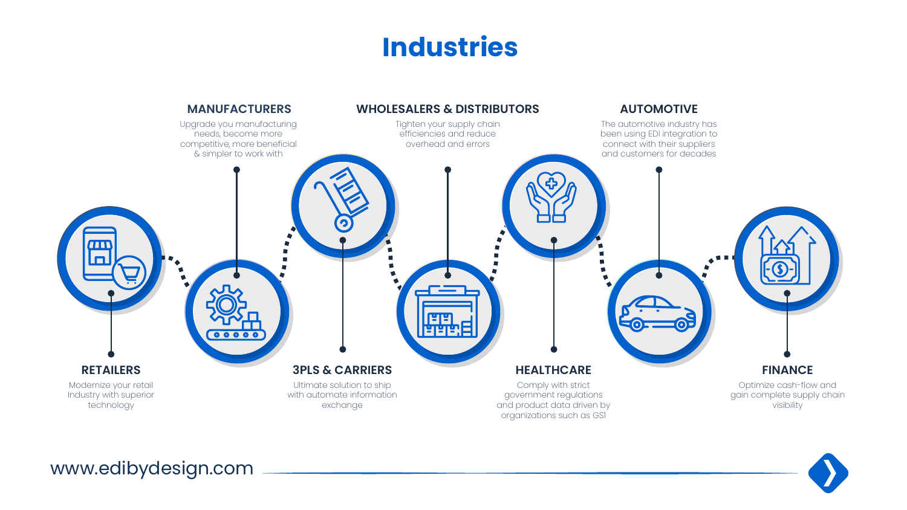# Industries

### RETAILERS

Modernize your retail Industry with superior technology

### MANUFACTURERS

Upgrade you manufacturing needs, become more competitive, more beneficial & simpler to work with

### 3PLS & CARRIERS

Ultimate solution to ship with automate information exchange

### WHOLESALERS & DISTRIBUTORS

Tighten your supply chain efficiencies and reduce overhead and errors

### HEALTHCARE

Comply with strict government regulations and product data driven by organizations such as GS1

### AUTOMOTIVE

The automotive industry has been using EDI integration to connect with their suppliers and customers for decades

### FINANCE

Optimize cash-flow and gain complete supply chain visibility

www.edibydesign.com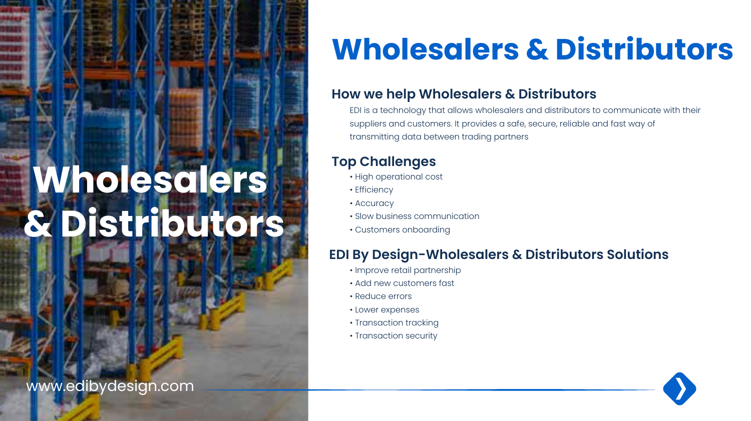# Wholesalers & Distributors

Wholesalers & Distributors

## How we help Wholesalers & Distributors

EDI is a technology that allows wholesalers and distributors to communicate with their suppliers and customers. It provides a safe, secure, reliable and fast way of transmitting data between trading partners

## Top Challenges

- High operational cost
- Efficiency
- Accuracy
- Slow business communication
- Customers onboarding

## EDI By Design-Wholesalers & Distributors Solutions

- Improve retail partnership
- Add new customers fast
- Reduce errors
- Lower expenses
- Transaction tracking
- Transaction security

www.edibydesign.com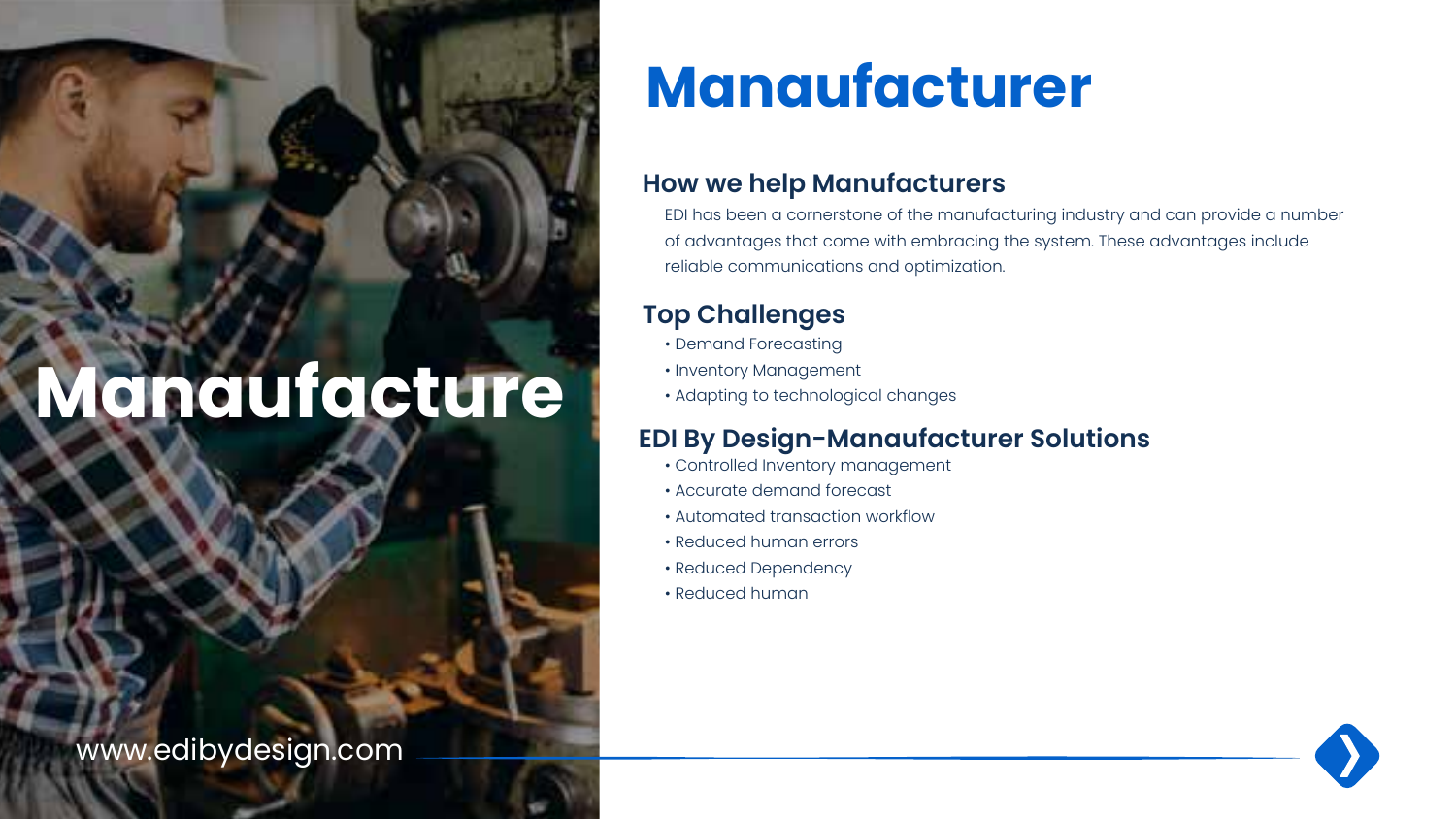Manaufacture

# Manaufacturer

## How we help Manufacturers

EDI has been a cornerstone of the manufacturing industry and can provide a number of advantages that come with embracing the system. These advantages include reliable communications and optimization.

## Top Challenges

- Demand Forecasting
- Inventory Management
- Adapting to technological changes

## EDI By Design-Manaufacturer Solutions

- Controlled Inventory management
- Accurate demand forecast
- Automated transaction workflow
- Reduced human errors
- Reduced Dependency
- Reduced human

www.edibydesign.com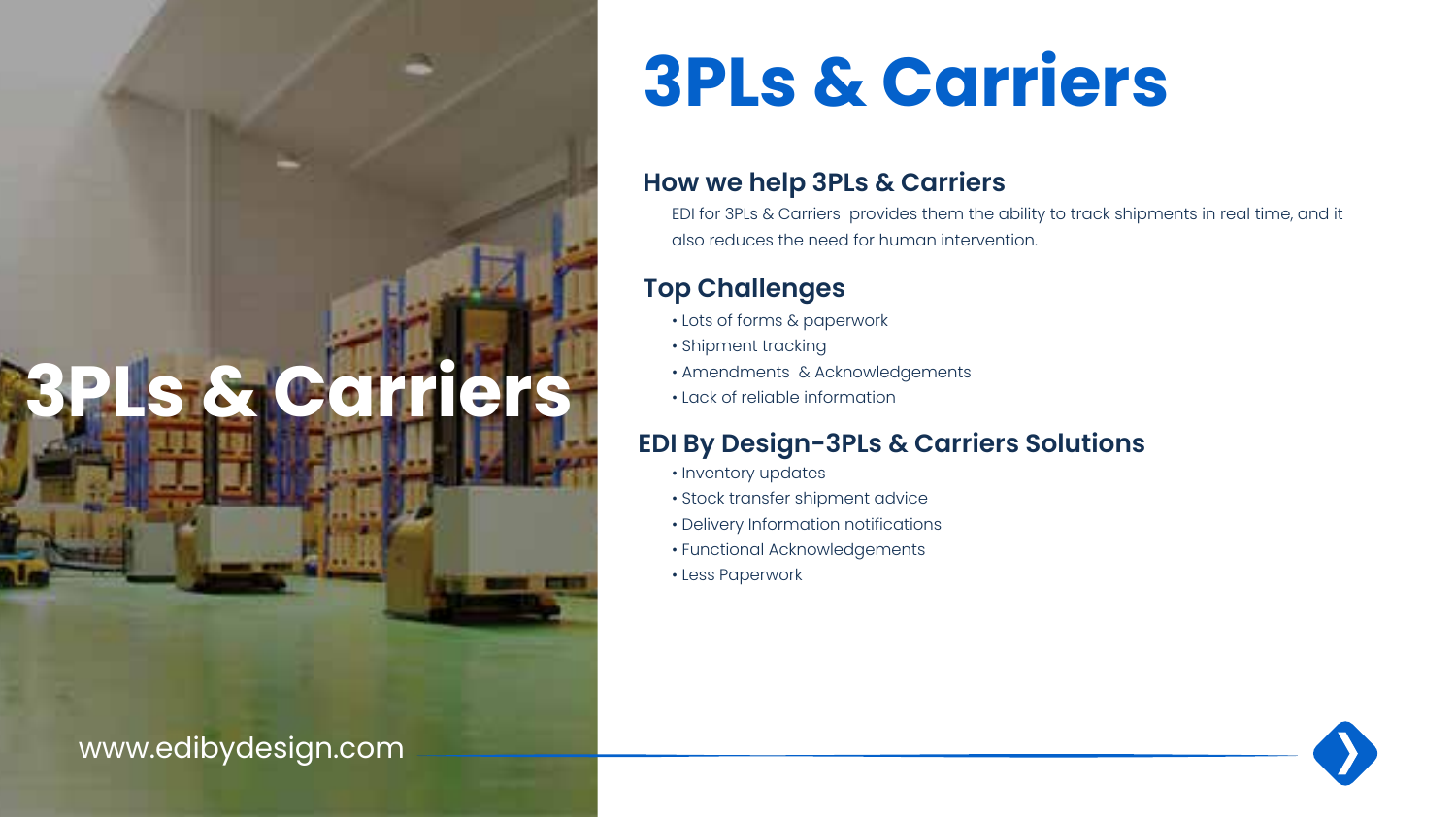3PLs & Carriers

# 3PLs & Carriers

## How we help 3PLs & Carriers

EDI for 3PLs & Carriers  provides them the ability to track shipments in real time, and it also reduces the need for human intervention.

## Top Challenges

- Lots of forms & paperwork
- Shipment tracking
- Amendments  & Acknowledgements
- Lack of reliable information

## EDI By Design-3PLs & Carriers Solutions

- Inventory updates
- Stock transfer shipment advice
- Delivery Information notifications
- Functional Acknowledgements
- Less Paperwork

www.edibydesign.com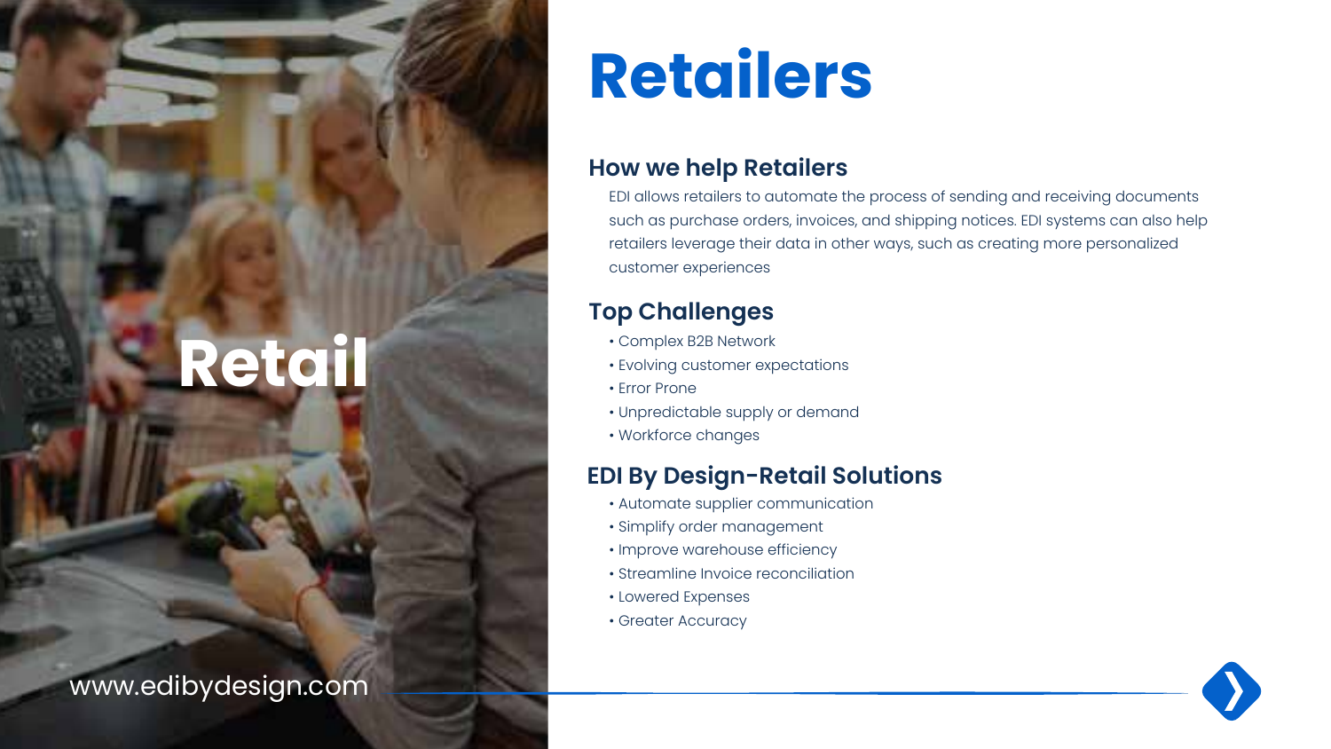Retail

# Retailers

## How we help Retailers

EDI allows retailers to automate the process of sending and receiving documents such as purchase orders, invoices, and shipping notices. EDI systems can also help retailers leverage their data in other ways, such as creating more personalized customer experiences

## Top Challenges

- Complex B2B Network
- Evolving customer expectations
- Error Prone
- Unpredictable supply or demand
- Workforce changes

## EDI By Design-Retail Solutions

- Automate supplier communication
- Simplify order management
- Improve warehouse efficiency
- Streamline Invoice reconciliation
- Lowered Expenses
- Greater Accuracy

www.edibydesign.com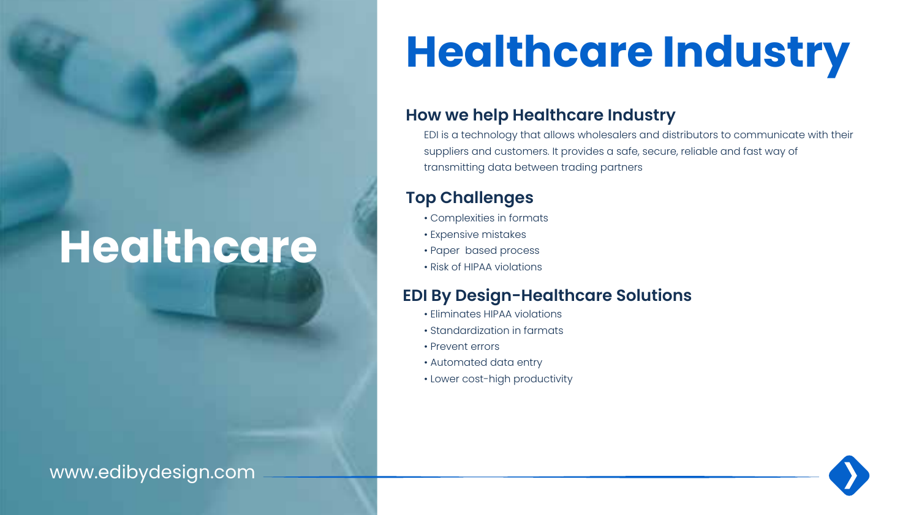Healthcare

# Healthcare Industry

## How we help Healthcare Industry

EDI is a technology that allows wholesalers and distributors to communicate with their suppliers and customers. It provides a safe, secure, reliable and fast way of transmitting data between trading partners

## Top Challenges

- Complexities in formats
- Expensive mistakes
- Paper based process
- Risk of HIPAA violations

## EDI By Design-Healthcare Solutions

- Eliminates HIPAA violations
- Standardization in farmats
- Prevent errors
- Automated data entry
- Lower cost-high productivity

www.edibydesign.com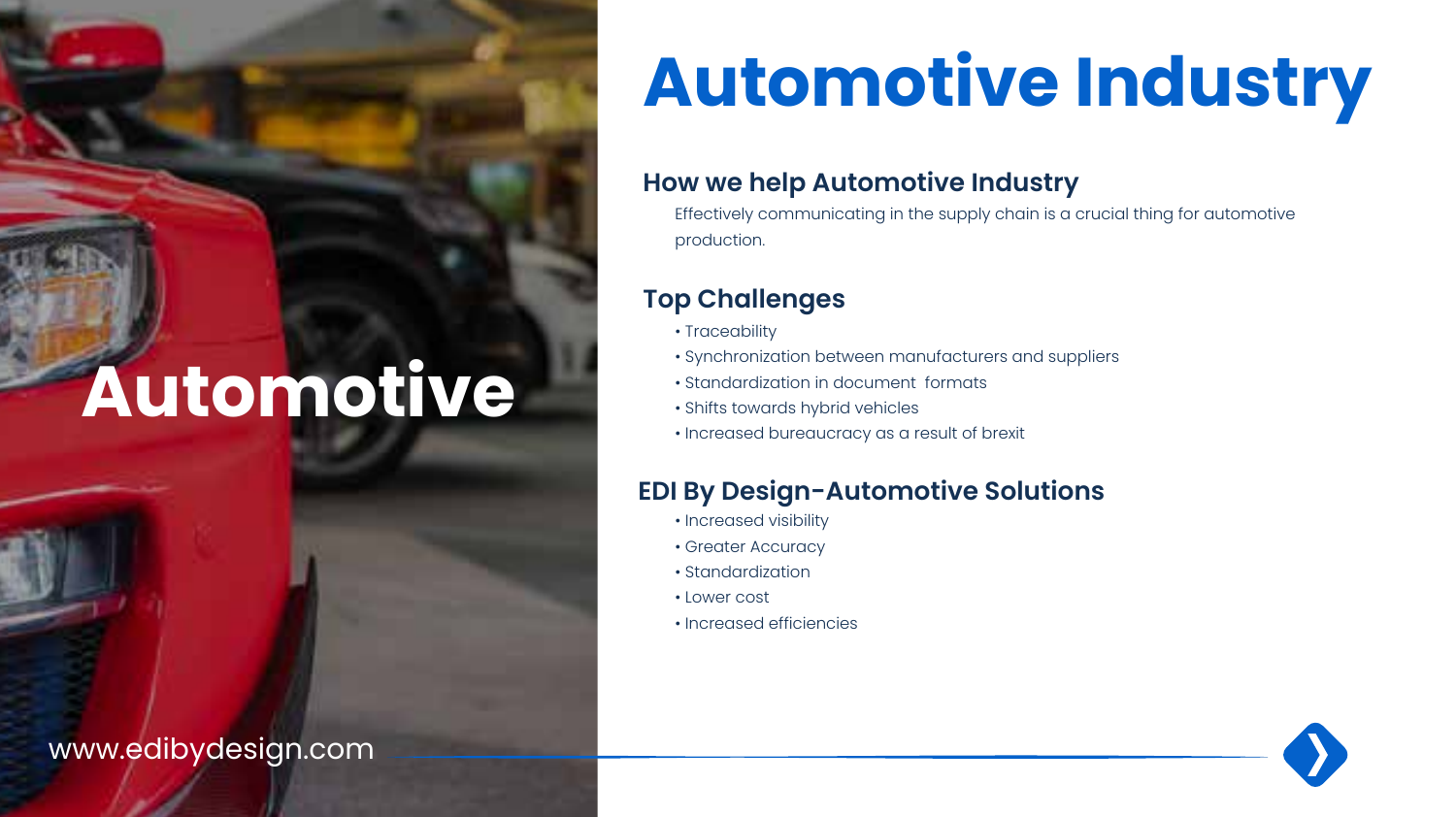Automotive

# Automotive Industry

## How we help Automotive Industry

Effectively communicating in the supply chain is a crucial thing for automotive production.

## Top Challenges

- Traceability
- Synchronization between manufacturers and suppliers
- Standardization in document formats
- Shifts towards hybrid vehicles
- Increased bureaucracy as a result of brexit

## EDI By Design-Automotive Solutions

- Increased visibility
- Greater Accuracy
- Standardization
- Lower cost
- Increased efficiencies

www.edibydesign.com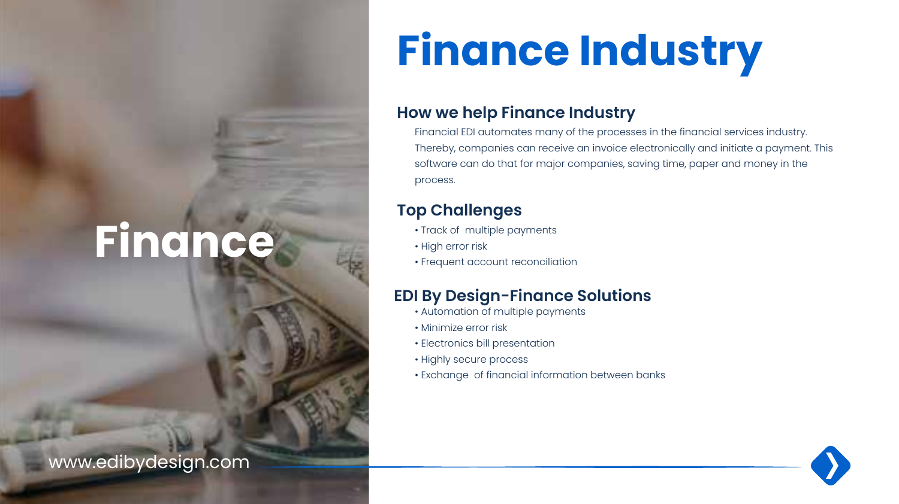# Finance Industry

Finance

## How we help Finance Industry

Financial EDI automates many of the processes in the financial services industry. Thereby, companies can receive an invoice electronically and initiate a payment. This software can do that for major companies, saving time, paper and money in the process.

## Top Challenges

- Track of multiple payments
- High error risk
- Frequent account reconciliation

## EDI By Design-Finance Solutions

- Automation of multiple payments
- Minimize error risk
- Electronics bill presentation
- Highly secure process
- Exchange of financial information between banks

www.edibydesign.com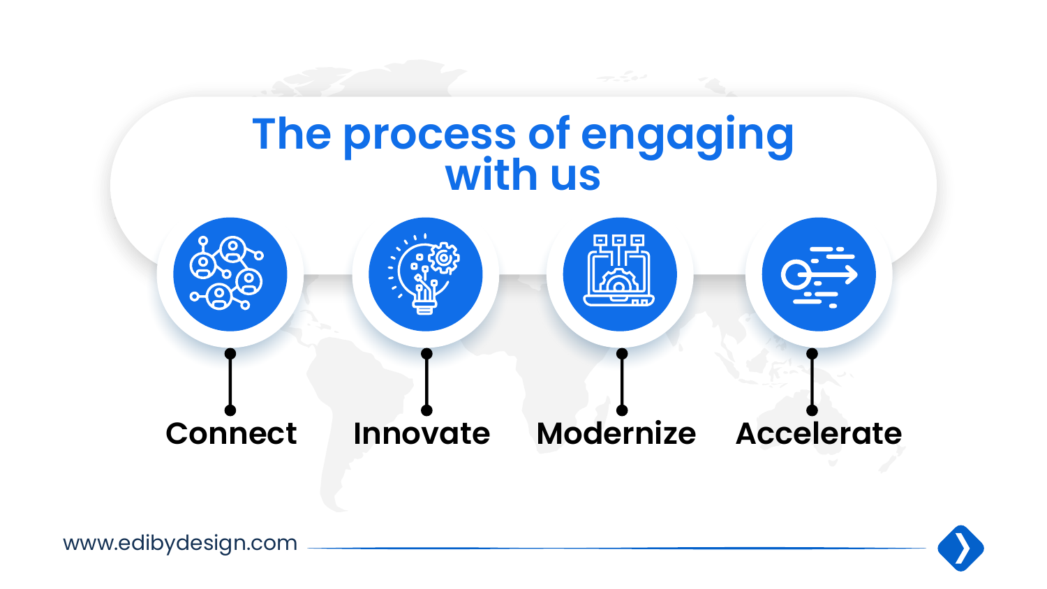# The process of engaging with us

- Connect
- Innovate
- Modernize
- Accelerate

www.edibydesign.com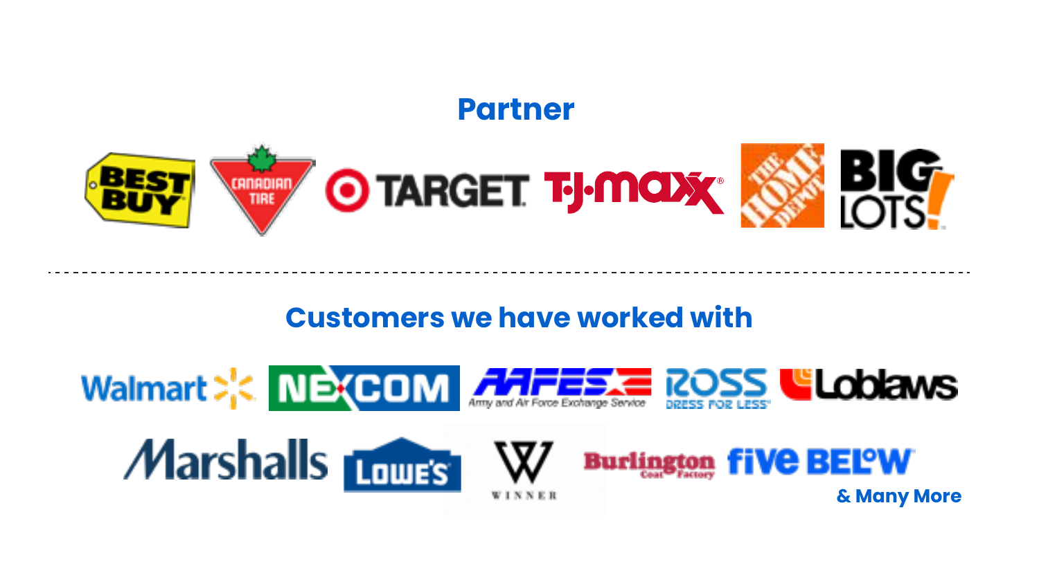## Partner

BEST BUY · CANADIAN TIRE · TARGET · TJ.maxx · THE HOME DEPOT · BIG LOTS!

## Customers we have worked with

Walmart · NEXCOM · AAFES Army and Air Force Exchange Service · ROSS DRESS FOR LESS · Loblaws

Marshalls · LOWE'S · WINNER · Burlington Coat Factory · five BELOW

& Many More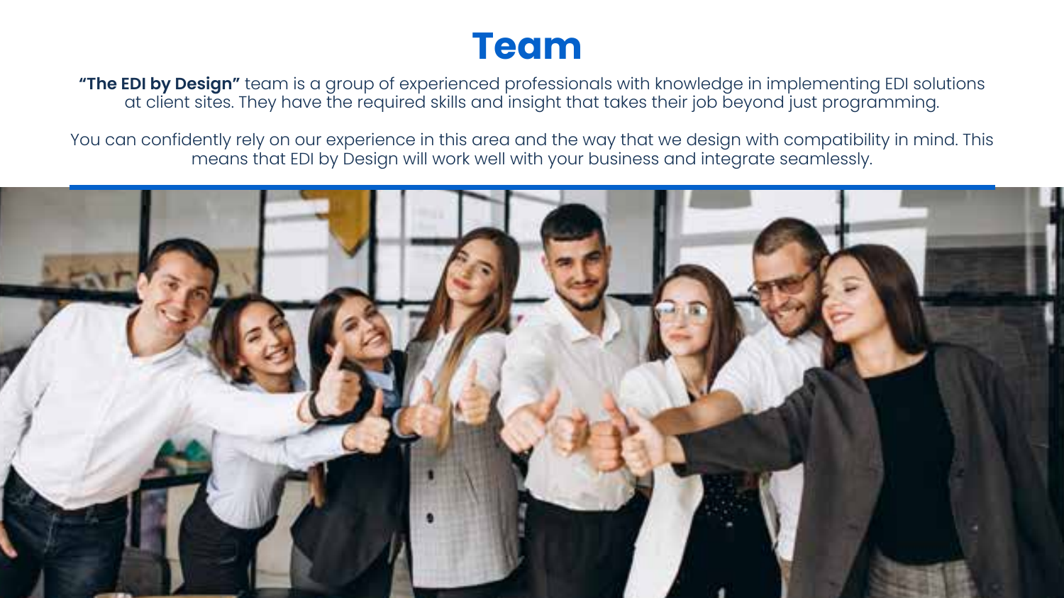# Team

**"The EDI by Design"** team is a group of experienced professionals with knowledge in implementing EDI solutions at client sites. They have the required skills and insight that takes their job beyond just programming.

You can confidently rely on our experience in this area and the way that we design with compatibility in mind. This means that EDI by Design will work well with your business and integrate seamlessly.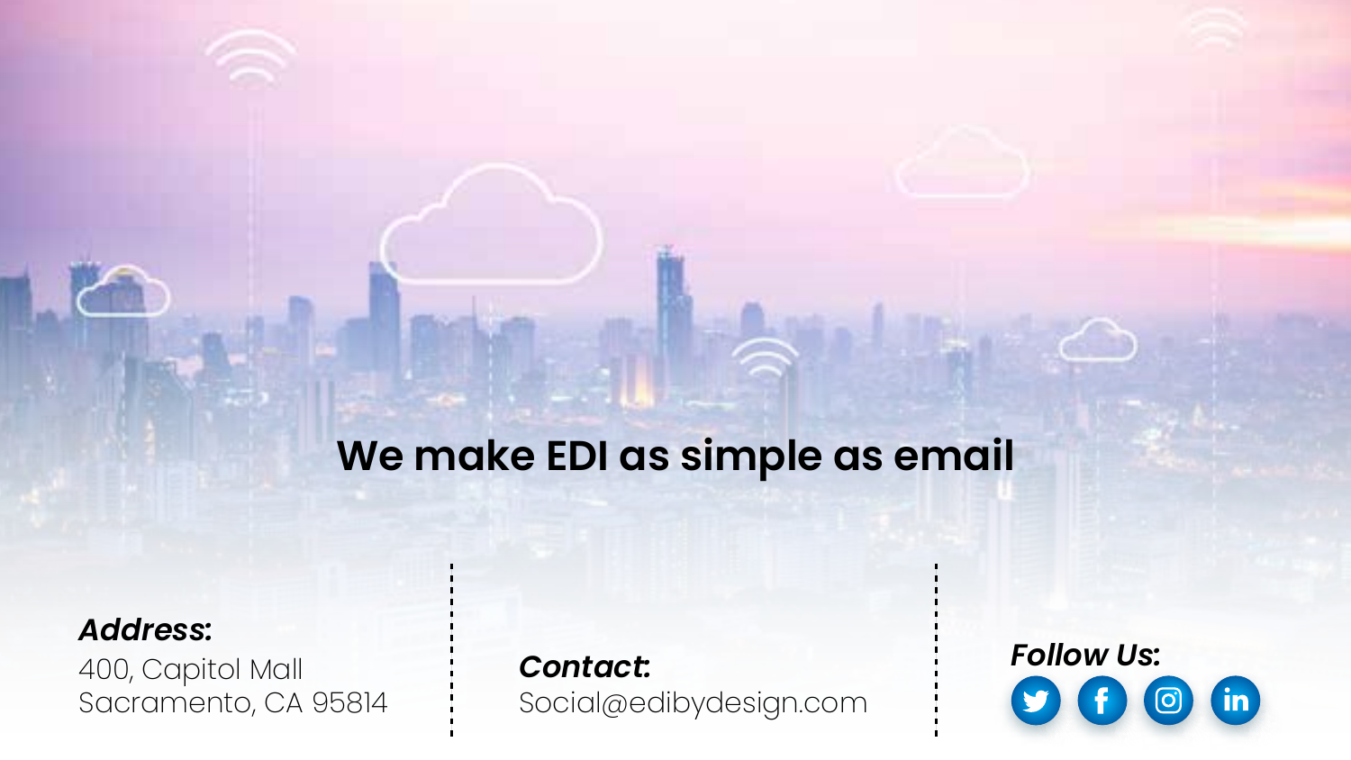**We make EDI as simple as email**

***Address:***
400, Capitol Mall
Sacramento, CA 95814

***Contact:***
Social@edibydesign.com

***Follow Us:***